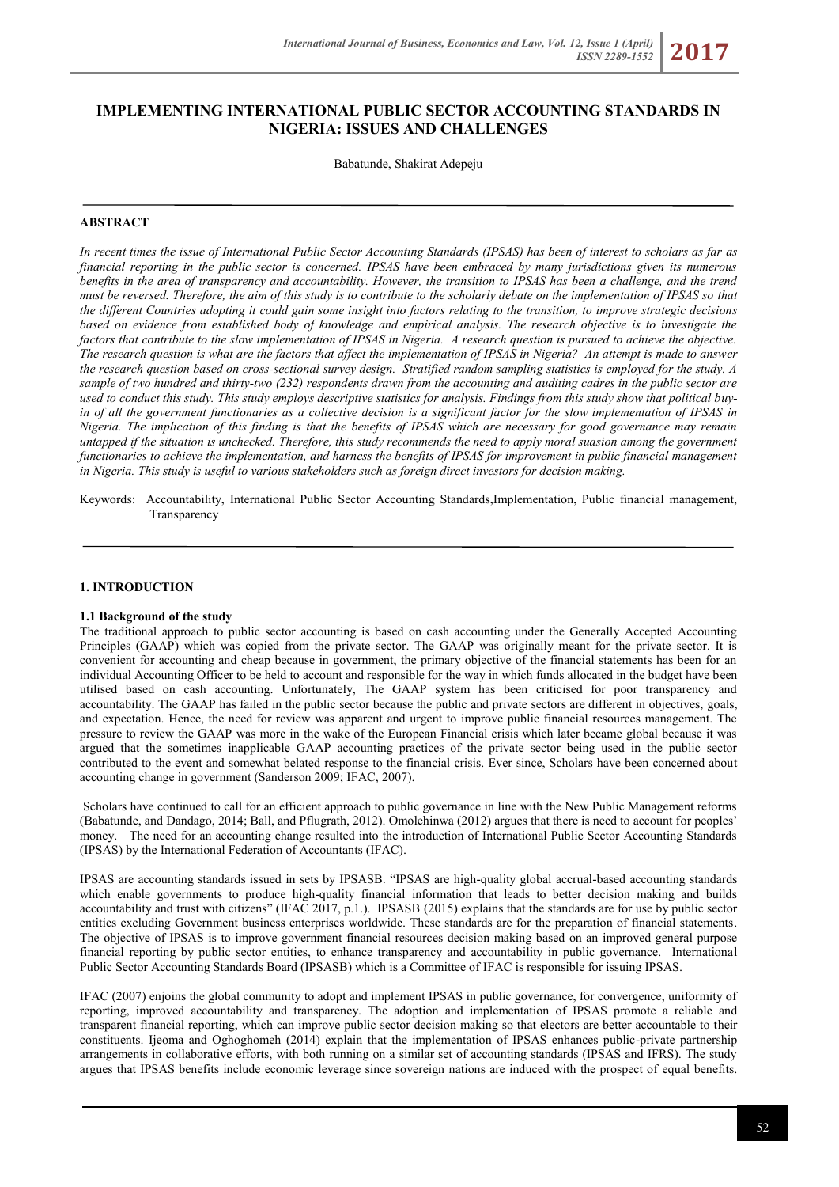# IMPLEMENTING INTERNATIONAL PUBLIC SECTOR ACCOUNTING STANDARDS IN NIGERIA: ISSUES AND CHALLENGES

Babatunde, Shakirat Adepeju

## ABSTRACT

*In recent times the issue of International Public Sector Accounting Standards (IPSAS) has been of interest to scholars as far as financial reporting in the public sector is concerned. IPSAS have been embraced by many jurisdictions given its numerous benefits in the area of transparency and accountability. However, the transition to IPSAS has been a challenge, and the trend must be reversed. Therefore, the aim of this study is to contribute to the scholarly debate on the implementation of IPSAS so that the different Countries adopting it could gain some insight into factors relating to the transition, to improve strategic decisions based on evidence from established body of knowledge and empirical analysis. The research objective is to investigate the factors that contribute to the slow implementation of IPSAS in Nigeria. A research question is pursued to achieve the objective. The research question is what are the factors that affect the implementation of IPSAS in Nigeria? An attempt is made to answer the research question based on cross-sectional survey design. Stratified random sampling statistics is employed for the study. A sample of two hundred and thirty-two (232) respondents drawn from the accounting and auditing cadres in the public sector are used to conduct this study. This study employs descriptive statistics for analysis. Findings from this study show that political buy-in of all the government functionaries as a collective decision is a significant factor for the slow implementation of IPSAS in Nigeria. The implication of this finding is that the benefits of IPSAS which are necessary for good governance may remain untapped if the situation is unchecked. Therefore, this study recommends the need to apply moral suasion among the government functionaries to achieve the implementation, and harness the benefits of IPSAS for improvement in public financial management in Nigeria. This study is useful to various stakeholders such as foreign direct investors for decision making.*

Keywords: Accountability, International Public Sector Accounting Standards,Implementation, Public financial management, Transparency

## 1. INTRODUCTION

### 1.1 Background of the study

The traditional approach to public sector accounting is based on cash accounting under the Generally Accepted Accounting Principles (GAAP) which was copied from the private sector. The GAAP was originally meant for the private sector. It is convenient for accounting and cheap because in government, the primary objective of the financial statements has been for an individual Accounting Officer to be held to account and responsible for the way in which funds allocated in the budget have been utilised based on cash accounting. Unfortunately, The GAAP system has been criticised for poor transparency and accountability. The GAAP has failed in the public sector because the public and private sectors are different in objectives, goals, and expectation. Hence, the need for review was apparent and urgent to improve public financial resources management. The pressure to review the GAAP was more in the wake of the European Financial crisis which later became global because it was argued that the sometimes inapplicable GAAP accounting practices of the private sector being used in the public sector contributed to the event and somewhat belated response to the financial crisis. Ever since, Scholars have been concerned about accounting change in government (Sanderson 2009; IFAC, 2007).

Scholars have continued to call for an efficient approach to public governance in line with the New Public Management reforms (Babatunde, and Dandago, 2014; Ball, and Pflugrath, 2012). Omolehinwa (2012) argues that there is need to account for peoples' money. The need for an accounting change resulted into the introduction of International Public Sector Accounting Standards (IPSAS) by the International Federation of Accountants (IFAC).

IPSAS are accounting standards issued in sets by IPSASB. "IPSAS are high-quality global accrual-based accounting standards which enable governments to produce high-quality financial information that leads to better decision making and builds accountability and trust with citizens" (IFAC 2017, p.1.). IPSASB (2015) explains that the standards are for use by public sector entities excluding Government business enterprises worldwide. These standards are for the preparation of financial statements. The objective of IPSAS is to improve government financial resources decision making based on an improved general purpose financial reporting by public sector entities, to enhance transparency and accountability in public governance. International Public Sector Accounting Standards Board (IPSASB) which is a Committee of IFAC is responsible for issuing IPSAS.

IFAC (2007) enjoins the global community to adopt and implement IPSAS in public governance, for convergence, uniformity of reporting, improved accountability and transparency. The adoption and implementation of IPSAS promote a reliable and transparent financial reporting, which can improve public sector decision making so that electors are better accountable to their constituents. Ijeoma and Oghoghomeh (2014) explain that the implementation of IPSAS enhances public-private partnership arrangements in collaborative efforts, with both running on a similar set of accounting standards (IPSAS and IFRS). The study argues that IPSAS benefits include economic leverage since sovereign nations are induced with the prospect of equal benefits.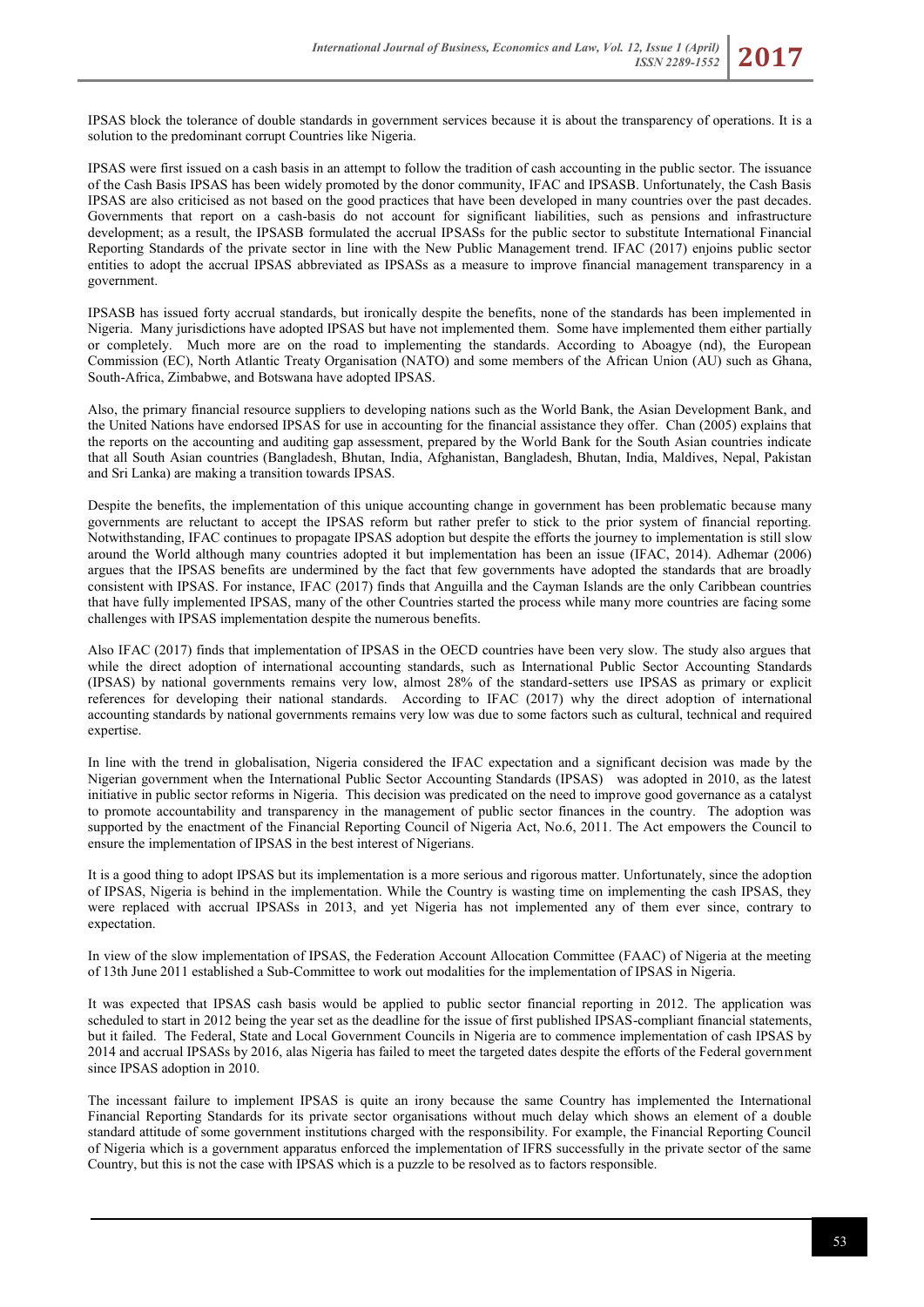IPSAS block the tolerance of double standards in government services because it is about the transparency of operations. It is a solution to the predominant corrupt Countries like Nigeria.

IPSAS were first issued on a cash basis in an attempt to follow the tradition of cash accounting in the public sector. The issuance of the Cash Basis IPSAS has been widely promoted by the donor community, IFAC and IPSASB. Unfortunately, the Cash Basis IPSAS are also criticised as not based on the good practices that have been developed in many countries over the past decades. Governments that report on a cash-basis do not account for significant liabilities, such as pensions and infrastructure development; as a result, the IPSASB formulated the accrual IPSASs for the public sector to substitute International Financial Reporting Standards of the private sector in line with the New Public Management trend. IFAC (2017) enjoins public sector entities to adopt the accrual IPSAS abbreviated as IPSASs as a measure to improve financial management transparency in a government.

IPSASB has issued forty accrual standards, but ironically despite the benefits, none of the standards has been implemented in Nigeria. Many jurisdictions have adopted IPSAS but have not implemented them. Some have implemented them either partially or completely. Much more are on the road to implementing the standards. According to Aboagye (nd), the European Commission (EC), North Atlantic Treaty Organisation (NATO) and some members of the African Union (AU) such as Ghana, South-Africa, Zimbabwe, and Botswana have adopted IPSAS.

Also, the primary financial resource suppliers to developing nations such as the World Bank, the Asian Development Bank, and the United Nations have endorsed IPSAS for use in accounting for the financial assistance they offer. Chan (2005) explains that the reports on the accounting and auditing gap assessment, prepared by the World Bank for the South Asian countries indicate that all South Asian countries (Bangladesh, Bhutan, India, Afghanistan, Bangladesh, Bhutan, India, Maldives, Nepal, Pakistan and Sri Lanka) are making a transition towards IPSAS.

Despite the benefits, the implementation of this unique accounting change in government has been problematic because many governments are reluctant to accept the IPSAS reform but rather prefer to stick to the prior system of financial reporting. Notwithstanding, IFAC continues to propagate IPSAS adoption but despite the efforts the journey to implementation is still slow around the World although many countries adopted it but implementation has been an issue (IFAC, 2014). Adhemar (2006) argues that the IPSAS benefits are undermined by the fact that few governments have adopted the standards that are broadly consistent with IPSAS. For instance, IFAC (2017) finds that Anguilla and the Cayman Islands are the only Caribbean countries that have fully implemented IPSAS, many of the other Countries started the process while many more countries are facing some challenges with IPSAS implementation despite the numerous benefits.

Also IFAC (2017) finds that implementation of IPSAS in the OECD countries have been very slow. The study also argues that while the direct adoption of international accounting standards, such as International Public Sector Accounting Standards (IPSAS) by national governments remains very low, almost 28% of the standard-setters use IPSAS as primary or explicit references for developing their national standards. According to IFAC (2017) why the direct adoption of international accounting standards by national governments remains very low was due to some factors such as cultural, technical and required expertise.

In line with the trend in globalisation, Nigeria considered the IFAC expectation and a significant decision was made by the Nigerian government when the International Public Sector Accounting Standards (IPSAS) was adopted in 2010, as the latest initiative in public sector reforms in Nigeria. This decision was predicated on the need to improve good governance as a catalyst to promote accountability and transparency in the management of public sector finances in the country. The adoption was supported by the enactment of the Financial Reporting Council of Nigeria Act, No.6, 2011. The Act empowers the Council to ensure the implementation of IPSAS in the best interest of Nigerians.

It is a good thing to adopt IPSAS but its implementation is a more serious and rigorous matter. Unfortunately, since the adoption of IPSAS, Nigeria is behind in the implementation. While the Country is wasting time on implementing the cash IPSAS, they were replaced with accrual IPSASs in 2013, and yet Nigeria has not implemented any of them ever since, contrary to expectation.

In view of the slow implementation of IPSAS, the Federation Account Allocation Committee (FAAC) of Nigeria at the meeting of 13th June 2011 established a Sub-Committee to work out modalities for the implementation of IPSAS in Nigeria.

It was expected that IPSAS cash basis would be applied to public sector financial reporting in 2012. The application was scheduled to start in 2012 being the year set as the deadline for the issue of first published IPSAS-compliant financial statements, but it failed. The Federal, State and Local Government Councils in Nigeria are to commence implementation of cash IPSAS by 2014 and accrual IPSASs by 2016, alas Nigeria has failed to meet the targeted dates despite the efforts of the Federal government since IPSAS adoption in 2010.

The incessant failure to implement IPSAS is quite an irony because the same Country has implemented the International Financial Reporting Standards for its private sector organisations without much delay which shows an element of a double standard attitude of some government institutions charged with the responsibility. For example, the Financial Reporting Council of Nigeria which is a government apparatus enforced the implementation of IFRS successfully in the private sector of the same Country, but this is not the case with IPSAS which is a puzzle to be resolved as to factors responsible.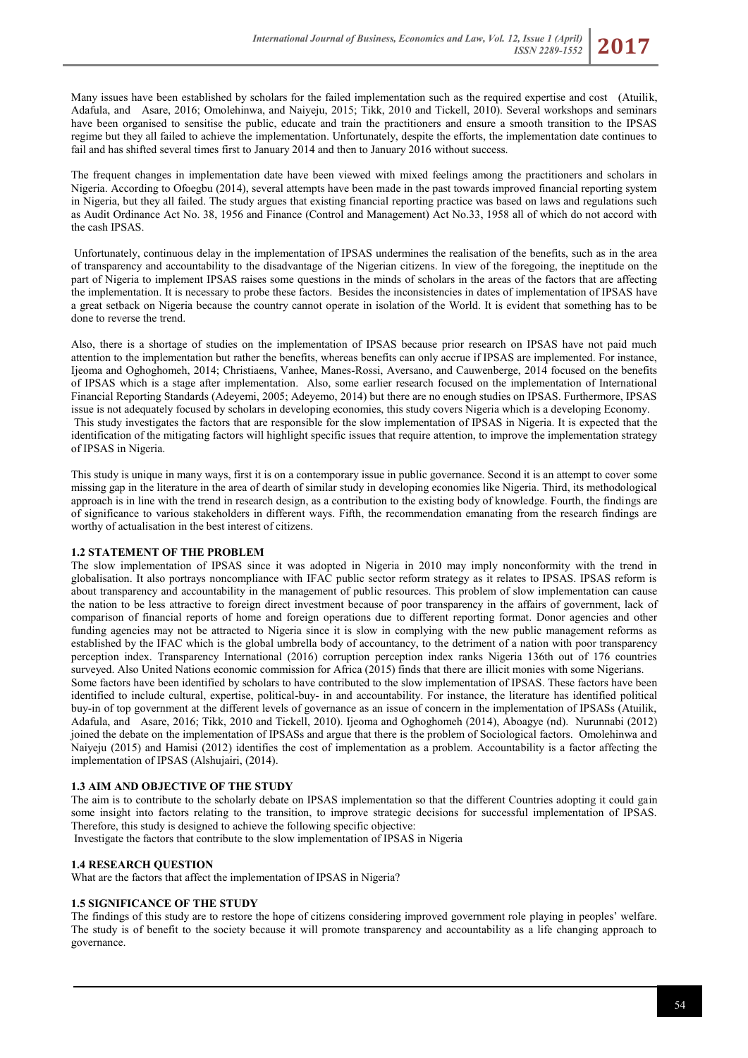Many issues have been established by scholars for the failed implementation such as the required expertise and cost (Atuilik, Adafula, and Asare, 2016; Omolehinwa, and Naiyeju, 2015; Tikk, 2010 and Tickell, 2010). Several workshops and seminars have been organised to sensitise the public, educate and train the practitioners and ensure a smooth transition to the IPSAS regime but they all failed to achieve the implementation. Unfortunately, despite the efforts, the implementation date continues to fail and has shifted several times first to January 2014 and then to January 2016 without success.

The frequent changes in implementation date have been viewed with mixed feelings among the practitioners and scholars in Nigeria. According to Ofoegbu (2014), several attempts have been made in the past towards improved financial reporting system in Nigeria, but they all failed. The study argues that existing financial reporting practice was based on laws and regulations such as Audit Ordinance Act No. 38, 1956 and Finance (Control and Management) Act No.33, 1958 all of which do not accord with the cash IPSAS.

Unfortunately, continuous delay in the implementation of IPSAS undermines the realisation of the benefits, such as in the area of transparency and accountability to the disadvantage of the Nigerian citizens. In view of the foregoing, the ineptitude on the part of Nigeria to implement IPSAS raises some questions in the minds of scholars in the areas of the factors that are affecting the implementation. It is necessary to probe these factors. Besides the inconsistencies in dates of implementation of IPSAS have a great setback on Nigeria because the country cannot operate in isolation of the World. It is evident that something has to be done to reverse the trend.

Also, there is a shortage of studies on the implementation of IPSAS because prior research on IPSAS have not paid much attention to the implementation but rather the benefits, whereas benefits can only accrue if IPSAS are implemented. For instance, Ijeoma and Oghoghomeh, 2014; Christiaens, Vanhee, Manes-Rossi, Aversano, and Cauwenberge, 2014 focused on the benefits of IPSAS which is a stage after implementation. Also, some earlier research focused on the implementation of International Financial Reporting Standards (Adeyemi, 2005; Adeyemo, 2014) but there are no enough studies on IPSAS. Furthermore, IPSAS issue is not adequately focused by scholars in developing economies, this study covers Nigeria which is a developing Economy. This study investigates the factors that are responsible for the slow implementation of IPSAS in Nigeria. It is expected that the identification of the mitigating factors will highlight specific issues that require attention, to improve the implementation strategy of IPSAS in Nigeria.

This study is unique in many ways, first it is on a contemporary issue in public governance. Second it is an attempt to cover some missing gap in the literature in the area of dearth of similar study in developing economies like Nigeria. Third, its methodological approach is in line with the trend in research design, as a contribution to the existing body of knowledge. Fourth, the findings are of significance to various stakeholders in different ways. Fifth, the recommendation emanating from the research findings are worthy of actualisation in the best interest of citizens.

### 1.2 STATEMENT OF THE PROBLEM

The slow implementation of IPSAS since it was adopted in Nigeria in 2010 may imply nonconformity with the trend in globalisation. It also portrays noncompliance with IFAC public sector reform strategy as it relates to IPSAS. IPSAS reform is about transparency and accountability in the management of public resources. This problem of slow implementation can cause the nation to be less attractive to foreign direct investment because of poor transparency in the affairs of government, lack of comparison of financial reports of home and foreign operations due to different reporting format. Donor agencies and other funding agencies may not be attracted to Nigeria since it is slow in complying with the new public management reforms as established by the IFAC which is the global umbrella body of accountancy, to the detriment of a nation with poor transparency perception index. Transparency International (2016) corruption perception index ranks Nigeria 136th out of 176 countries surveyed. Also United Nations economic commission for Africa (2015) finds that there are illicit monies with some Nigerians.
Some factors have been identified by scholars to have contributed to the slow implementation of IPSAS. These factors have been identified to include cultural, expertise, political-buy- in and accountability. For instance, the literature has identified political buy-in of top government at the different levels of governance as an issue of concern in the implementation of IPSASs (Atuilik, Adafula, and Asare, 2016; Tikk, 2010 and Tickell, 2010). Ijeoma and Oghoghomeh (2014), Aboagye (nd). Nurunnabi (2012) joined the debate on the implementation of IPSASs and argue that there is the problem of Sociological factors. Omolehinwa and Naiyeju (2015) and Hamisi (2012) identifies the cost of implementation as a problem. Accountability is a factor affecting the implementation of IPSAS (Alshujairi, (2014).

### 1.3 AIM AND OBJECTIVE OF THE STUDY

The aim is to contribute to the scholarly debate on IPSAS implementation so that the different Countries adopting it could gain some insight into factors relating to the transition, to improve strategic decisions for successful implementation of IPSAS. Therefore, this study is designed to achieve the following specific objective:
Investigate the factors that contribute to the slow implementation of IPSAS in Nigeria

### 1.4 RESEARCH QUESTION

What are the factors that affect the implementation of IPSAS in Nigeria?

### 1.5 SIGNIFICANCE OF THE STUDY

The findings of this study are to restore the hope of citizens considering improved government role playing in peoples' welfare. The study is of benefit to the society because it will promote transparency and accountability as a life changing approach to governance.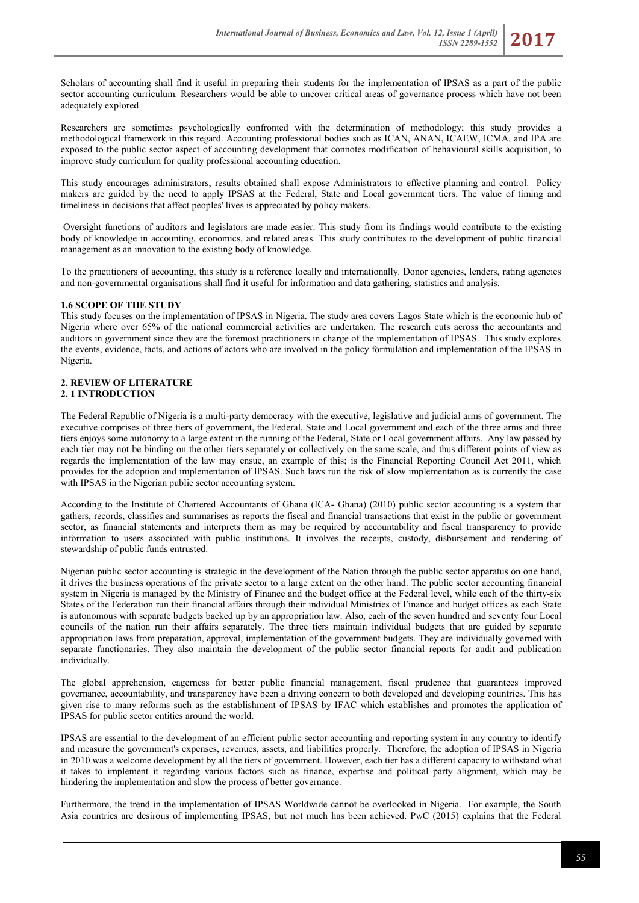Scholars of accounting shall find it useful in preparing their students for the implementation of IPSAS as a part of the public sector accounting curriculum. Researchers would be able to uncover critical areas of governance process which have not been adequately explored.

Researchers are sometimes psychologically confronted with the determination of methodology; this study provides a methodological framework in this regard. Accounting professional bodies such as ICAN, ANAN, ICAEW, ICMA, and IPA are exposed to the public sector aspect of accounting development that connotes modification of behavioural skills acquisition, to improve study curriculum for quality professional accounting education.

This study encourages administrators, results obtained shall expose Administrators to effective planning and control. Policy makers are guided by the need to apply IPSAS at the Federal, State and Local government tiers. The value of timing and timeliness in decisions that affect peoples' lives is appreciated by policy makers.

Oversight functions of auditors and legislators are made easier. This study from its findings would contribute to the existing body of knowledge in accounting, economics, and related areas. This study contributes to the development of public financial management as an innovation to the existing body of knowledge.

To the practitioners of accounting, this study is a reference locally and internationally. Donor agencies, lenders, rating agencies and non-governmental organisations shall find it useful for information and data gathering, statistics and analysis.

### 1.6 SCOPE OF THE STUDY

This study focuses on the implementation of IPSAS in Nigeria. The study area covers Lagos State which is the economic hub of Nigeria where over 65% of the national commercial activities are undertaken. The research cuts across the accountants and auditors in government since they are the foremost practitioners in charge of the implementation of IPSAS. This study explores the events, evidence, facts, and actions of actors who are involved in the policy formulation and implementation of the IPSAS in Nigeria.

## 2. REVIEW OF LITERATURE

### 2. 1 INTRODUCTION

The Federal Republic of Nigeria is a multi-party democracy with the executive, legislative and judicial arms of government. The executive comprises of three tiers of government, the Federal, State and Local government and each of the three arms and three tiers enjoys some autonomy to a large extent in the running of the Federal, State or Local government affairs. Any law passed by each tier may not be binding on the other tiers separately or collectively on the same scale, and thus different points of view as regards the implementation of the law may ensue, an example of this; is the Financial Reporting Council Act 2011, which provides for the adoption and implementation of IPSAS. Such laws run the risk of slow implementation as is currently the case with IPSAS in the Nigerian public sector accounting system.

According to the Institute of Chartered Accountants of Ghana (ICA- Ghana) (2010) public sector accounting is a system that gathers, records, classifies and summarises as reports the fiscal and financial transactions that exist in the public or government sector, as financial statements and interprets them as may be required by accountability and fiscal transparency to provide information to users associated with public institutions. It involves the receipts, custody, disbursement and rendering of stewardship of public funds entrusted.

Nigerian public sector accounting is strategic in the development of the Nation through the public sector apparatus on one hand, it drives the business operations of the private sector to a large extent on the other hand. The public sector accounting financial system in Nigeria is managed by the Ministry of Finance and the budget office at the Federal level, while each of the thirty-six States of the Federation run their financial affairs through their individual Ministries of Finance and budget offices as each State is autonomous with separate budgets backed up by an appropriation law. Also, each of the seven hundred and seventy four Local councils of the nation run their affairs separately. The three tiers maintain individual budgets that are guided by separate appropriation laws from preparation, approval, implementation of the government budgets. They are individually governed with separate functionaries. They also maintain the development of the public sector financial reports for audit and publication individually.

The global apprehension, eagerness for better public financial management, fiscal prudence that guarantees improved governance, accountability, and transparency have been a driving concern to both developed and developing countries. This has given rise to many reforms such as the establishment of IPSAS by IFAC which establishes and promotes the application of IPSAS for public sector entities around the world.

IPSAS are essential to the development of an efficient public sector accounting and reporting system in any country to identify and measure the government's expenses, revenues, assets, and liabilities properly. Therefore, the adoption of IPSAS in Nigeria in 2010 was a welcome development by all the tiers of government. However, each tier has a different capacity to withstand what it takes to implement it regarding various factors such as finance, expertise and political party alignment, which may be hindering the implementation and slow the process of better governance.

Furthermore, the trend in the implementation of IPSAS Worldwide cannot be overlooked in Nigeria. For example, the South Asia countries are desirous of implementing IPSAS, but not much has been achieved. PwC (2015) explains that the Federal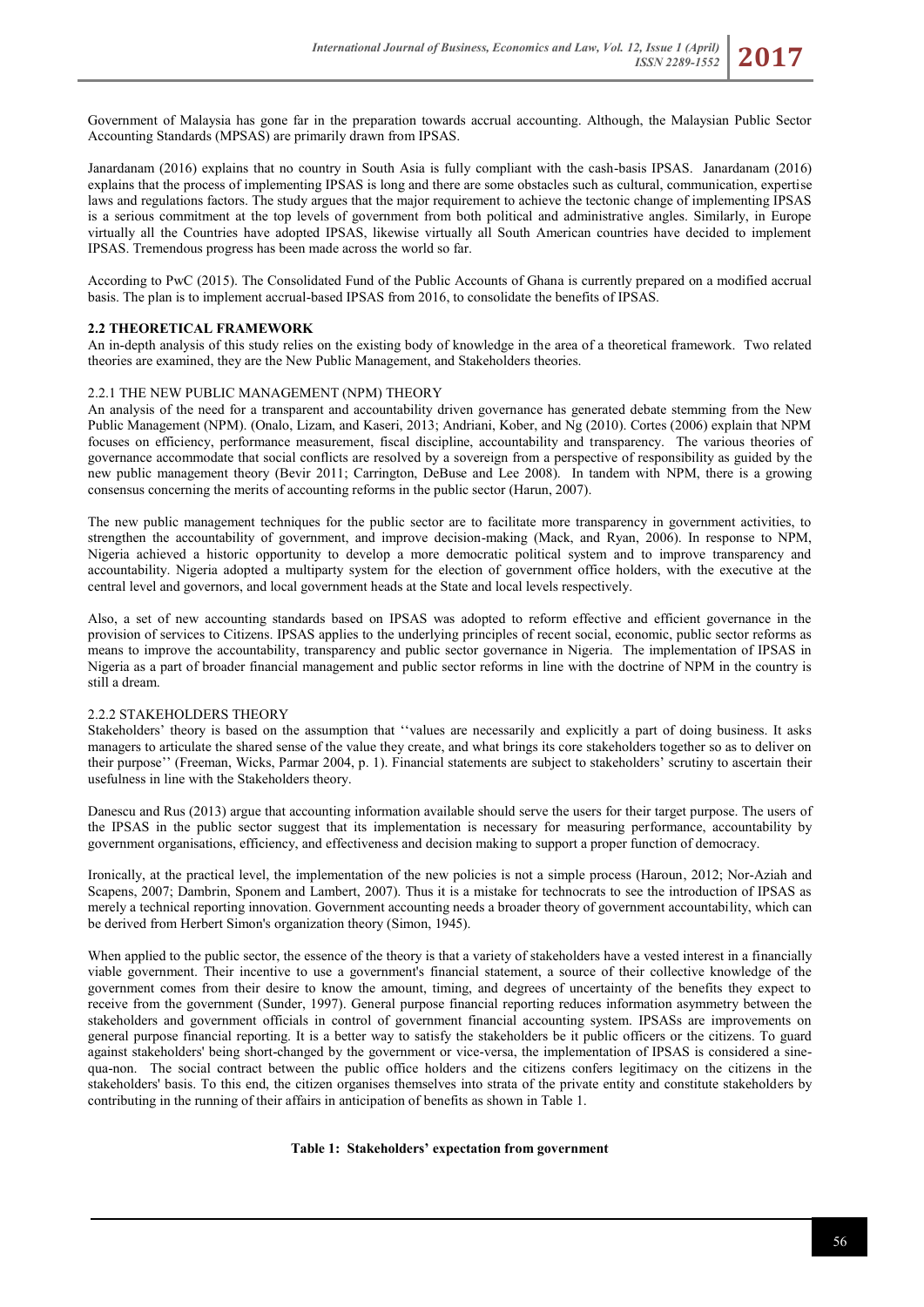Government of Malaysia has gone far in the preparation towards accrual accounting. Although, the Malaysian Public Sector Accounting Standards (MPSAS) are primarily drawn from IPSAS.

Janardanam (2016) explains that no country in South Asia is fully compliant with the cash-basis IPSAS. Janardanam (2016) explains that the process of implementing IPSAS is long and there are some obstacles such as cultural, communication, expertise laws and regulations factors. The study argues that the major requirement to achieve the tectonic change of implementing IPSAS is a serious commitment at the top levels of government from both political and administrative angles. Similarly, in Europe virtually all the Countries have adopted IPSAS, likewise virtually all South American countries have decided to implement IPSAS. Tremendous progress has been made across the world so far.

According to PwC (2015). The Consolidated Fund of the Public Accounts of Ghana is currently prepared on a modified accrual basis. The plan is to implement accrual-based IPSAS from 2016, to consolidate the benefits of IPSAS.

## 2.2 THEORETICAL FRAMEWORK

An in-depth analysis of this study relies on the existing body of knowledge in the area of a theoretical framework. Two related theories are examined, they are the New Public Management, and Stakeholders theories.

### 2.2.1 THE NEW PUBLIC MANAGEMENT (NPM) THEORY

An analysis of the need for a transparent and accountability driven governance has generated debate stemming from the New Public Management (NPM). (Onalo, Lizam, and Kaseri, 2013; Andriani, Kober, and Ng (2010). Cortes (2006) explain that NPM focuses on efficiency, performance measurement, fiscal discipline, accountability and transparency. The various theories of governance accommodate that social conflicts are resolved by a sovereign from a perspective of responsibility as guided by the new public management theory (Bevir 2011; Carrington, DeBuse and Lee 2008). In tandem with NPM, there is a growing consensus concerning the merits of accounting reforms in the public sector (Harun, 2007).

The new public management techniques for the public sector are to facilitate more transparency in government activities, to strengthen the accountability of government, and improve decision-making (Mack, and Ryan, 2006). In response to NPM, Nigeria achieved a historic opportunity to develop a more democratic political system and to improve transparency and accountability. Nigeria adopted a multiparty system for the election of government office holders, with the executive at the central level and governors, and local government heads at the State and local levels respectively.

Also, a set of new accounting standards based on IPSAS was adopted to reform effective and efficient governance in the provision of services to Citizens. IPSAS applies to the underlying principles of recent social, economic, public sector reforms as means to improve the accountability, transparency and public sector governance in Nigeria. The implementation of IPSAS in Nigeria as a part of broader financial management and public sector reforms in line with the doctrine of NPM in the country is still a dream.

### 2.2.2 STAKEHOLDERS THEORY

Stakeholders' theory is based on the assumption that ''values are necessarily and explicitly a part of doing business. It asks managers to articulate the shared sense of the value they create, and what brings its core stakeholders together so as to deliver on their purpose'' (Freeman, Wicks, Parmar 2004, p. 1). Financial statements are subject to stakeholders' scrutiny to ascertain their usefulness in line with the Stakeholders theory.

Danescu and Rus (2013) argue that accounting information available should serve the users for their target purpose. The users of the IPSAS in the public sector suggest that its implementation is necessary for measuring performance, accountability by government organisations, efficiency, and effectiveness and decision making to support a proper function of democracy.

Ironically, at the practical level, the implementation of the new policies is not a simple process (Haroun, 2012; Nor-Aziah and Scapens, 2007; Dambrin, Sponem and Lambert, 2007). Thus it is a mistake for technocrats to see the introduction of IPSAS as merely a technical reporting innovation. Government accounting needs a broader theory of government accountability, which can be derived from Herbert Simon's organization theory (Simon, 1945).

When applied to the public sector, the essence of the theory is that a variety of stakeholders have a vested interest in a financially viable government. Their incentive to use a government's financial statement, a source of their collective knowledge of the government comes from their desire to know the amount, timing, and degrees of uncertainty of the benefits they expect to receive from the government (Sunder, 1997). General purpose financial reporting reduces information asymmetry between the stakeholders and government officials in control of government financial accounting system. IPSASs are improvements on general purpose financial reporting. It is a better way to satisfy the stakeholders be it public officers or the citizens. To guard against stakeholders' being short-changed by the government or vice-versa, the implementation of IPSAS is considered a sine-qua-non. The social contract between the public office holders and the citizens confers legitimacy on the citizens in the stakeholders' basis. To this end, the citizen organises themselves into strata of the private entity and constitute stakeholders by contributing in the running of their affairs in anticipation of benefits as shown in Table 1.

**Table 1: Stakeholders' expectation from government**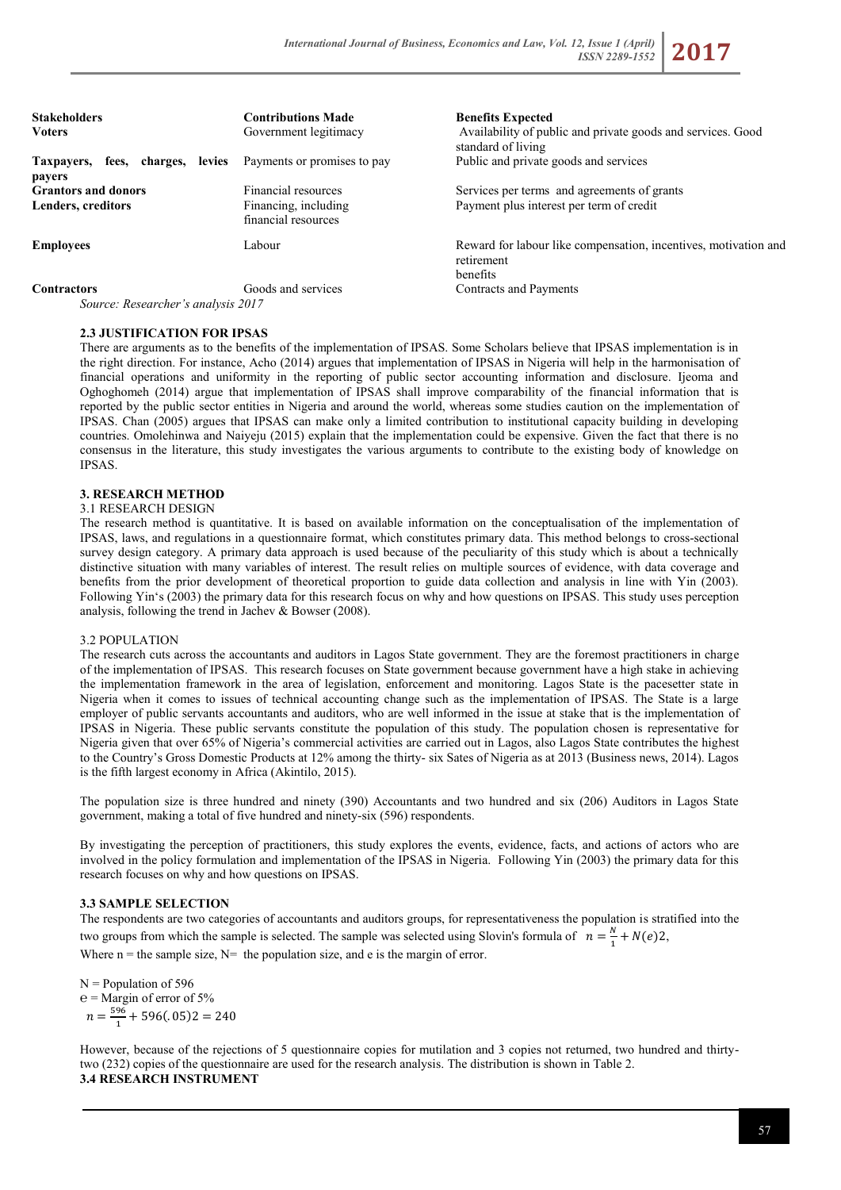| Stakeholders | Contributions Made | Benefits Expected |
|---|---|---|
| **Voters** | Government legitimacy | Availability of public and private goods and services. Good standard of living |
| **Taxpayers, fees, charges, levies payers** | Payments or promises to pay | Public and private goods and services |
| **Grantors and donors** | Financial resources | Services per terms and agreements of grants |
| **Lenders, creditors** | Financing, including financial resources | Payment plus interest per term of credit |
| **Employees** | Labour | Reward for labour like compensation, incentives, motivation and retirement benefits |
| **Contractors** | Goods and services | Contracts and Payments |

*Source: Researcher's analysis 2017*

### 2.3 JUSTIFICATION FOR IPSAS

There are arguments as to the benefits of the implementation of IPSAS. Some Scholars believe that IPSAS implementation is in the right direction. For instance, Acho (2014) argues that implementation of IPSAS in Nigeria will help in the harmonisation of financial operations and uniformity in the reporting of public sector accounting information and disclosure. Ijeoma and Oghoghomeh (2014) argue that implementation of IPSAS shall improve comparability of the financial information that is reported by the public sector entities in Nigeria and around the world, whereas some studies caution on the implementation of IPSAS. Chan (2005) argues that IPSAS can make only a limited contribution to institutional capacity building in developing countries. Omolehinwa and Naiyeju (2015) explain that the implementation could be expensive. Given the fact that there is no consensus in the literature, this study investigates the various arguments to contribute to the existing body of knowledge on IPSAS.

## 3. RESEARCH METHOD

### 3.1 RESEARCH DESIGN

The research method is quantitative. It is based on available information on the conceptualisation of the implementation of IPSAS, laws, and regulations in a questionnaire format, which constitutes primary data. This method belongs to cross-sectional survey design category. A primary data approach is used because of the peculiarity of this study which is about a technically distinctive situation with many variables of interest. The result relies on multiple sources of evidence, with data coverage and benefits from the prior development of theoretical proportion to guide data collection and analysis in line with Yin (2003). Following Yin's (2003) the primary data for this research focus on why and how questions on IPSAS. This study uses perception analysis, following the trend in Jachev & Bowser (2008).

### 3.2 POPULATION

The research cuts across the accountants and auditors in Lagos State government. They are the foremost practitioners in charge of the implementation of IPSAS. This research focuses on State government because government have a high stake in achieving the implementation framework in the area of legislation, enforcement and monitoring. Lagos State is the pacesetter state in Nigeria when it comes to issues of technical accounting change such as the implementation of IPSAS. The State is a large employer of public servants accountants and auditors, who are well informed in the issue at stake that is the implementation of IPSAS in Nigeria. These public servants constitute the population of this study. The population chosen is representative for Nigeria given that over 65% of Nigeria's commercial activities are carried out in Lagos, also Lagos State contributes the highest to the Country's Gross Domestic Products at 12% among the thirty- six Sates of Nigeria as at 2013 (Business news, 2014). Lagos is the fifth largest economy in Africa (Akintilo, 2015).

The population size is three hundred and ninety (390) Accountants and two hundred and six (206) Auditors in Lagos State government, making a total of five hundred and ninety-six (596) respondents.

By investigating the perception of practitioners, this study explores the events, evidence, facts, and actions of actors who are involved in the policy formulation and implementation of the IPSAS in Nigeria. Following Yin (2003) the primary data for this research focuses on why and how questions on IPSAS.

### 3.3 SAMPLE SELECTION

The respondents are two categories of accountants and auditors groups, for representativeness the population is stratified into the two groups from which the sample is selected. The sample was selected using Slovin's formula of $n = \frac{N}{1} + N(e)2$,
Where n = the sample size, N= the population size, and e is the margin of error.

N = Population of 596
e = Margin of error of 5%
$n = \frac{596}{1} + 596(.05)2 = 240$

However, because of the rejections of 5 questionnaire copies for mutilation and 3 copies not returned, two hundred and thirty-two (232) copies of the questionnaire are used for the research analysis. The distribution is shown in Table 2.

### 3.4 RESEARCH INSTRUMENT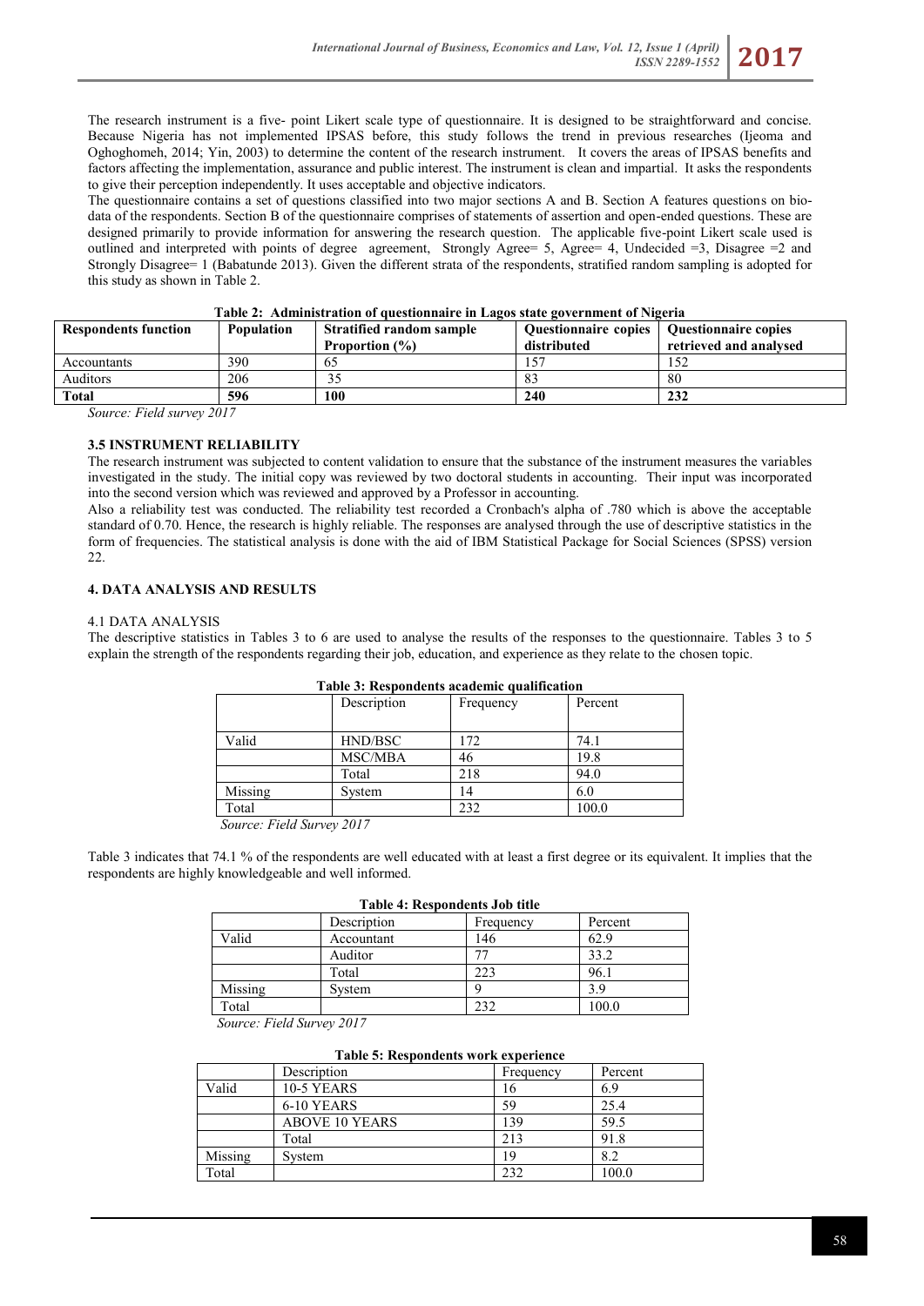The research instrument is a five- point Likert scale type of questionnaire. It is designed to be straightforward and concise. Because Nigeria has not implemented IPSAS before, this study follows the trend in previous researches (Ijeoma and Oghoghomeh, 2014; Yin, 2003) to determine the content of the research instrument. It covers the areas of IPSAS benefits and factors affecting the implementation, assurance and public interest. The instrument is clean and impartial. It asks the respondents to give their perception independently. It uses acceptable and objective indicators.

The questionnaire contains a set of questions classified into two major sections A and B. Section A features questions on bio-data of the respondents. Section B of the questionnaire comprises of statements of assertion and open-ended questions. These are designed primarily to provide information for answering the research question. The applicable five-point Likert scale used is outlined and interpreted with points of degree agreement, Strongly Agree= 5, Agree= 4, Undecided =3, Disagree =2 and Strongly Disagree= 1 (Babatunde 2013). Given the different strata of the respondents, stratified random sampling is adopted for this study as shown in Table 2.

**Table 2: Administration of questionnaire in Lagos state government of Nigeria**

| Respondents function | Population | Stratified random sample Proportion (%) | Questionnaire copies distributed | Questionnaire copies retrieved and analysed |
|---|---|---|---|---|
| Accountants | 390 | 65 | 157 | 152 |
| Auditors | 206 | 35 | 83 | 80 |
| **Total** | **596** | **100** | **240** | **232** |

*Source: Field survey 2017*

### 3.5 INSTRUMENT RELIABILITY

The research instrument was subjected to content validation to ensure that the substance of the instrument measures the variables investigated in the study. The initial copy was reviewed by two doctoral students in accounting. Their input was incorporated into the second version which was reviewed and approved by a Professor in accounting.

Also a reliability test was conducted. The reliability test recorded a Cronbach's alpha of .780 which is above the acceptable standard of 0.70. Hence, the research is highly reliable. The responses are analysed through the use of descriptive statistics in the form of frequencies. The statistical analysis is done with the aid of IBM Statistical Package for Social Sciences (SPSS) version 22.

## 4. DATA ANALYSIS AND RESULTS

### 4.1 DATA ANALYSIS

The descriptive statistics in Tables 3 to 6 are used to analyse the results of the responses to the questionnaire. Tables 3 to 5 explain the strength of the respondents regarding their job, education, and experience as they relate to the chosen topic.

**Table 3: Respondents academic qualification**

| | Description | Frequency | Percent |
|---|---|---|---|
| Valid | HND/BSC | 172 | 74.1 |
| | MSC/MBA | 46 | 19.8 |
| | Total | 218 | 94.0 |
| Missing | System | 14 | 6.0 |
| Total | | 232 | 100.0 |

*Source: Field Survey 2017*

Table 3 indicates that 74.1 % of the respondents are well educated with at least a first degree or its equivalent. It implies that the respondents are highly knowledgeable and well informed.

**Table 4: Respondents Job title**

| | Description | Frequency | Percent |
|---|---|---|---|
| Valid | Accountant | 146 | 62.9 |
| | Auditor | 77 | 33.2 |
| | Total | 223 | 96.1 |
| Missing | System | 9 | 3.9 |
| Total | | 232 | 100.0 |

*Source: Field Survey 2017*

**Table 5: Respondents work experience**

| | Description | Frequency | Percent |
|---|---|---|---|
| Valid | 10-5 YEARS | 16 | 6.9 |
| | 6-10 YEARS | 59 | 25.4 |
| | ABOVE 10 YEARS | 139 | 59.5 |
| | Total | 213 | 91.8 |
| Missing | System | 19 | 8.2 |
| Total | | 232 | 100.0 |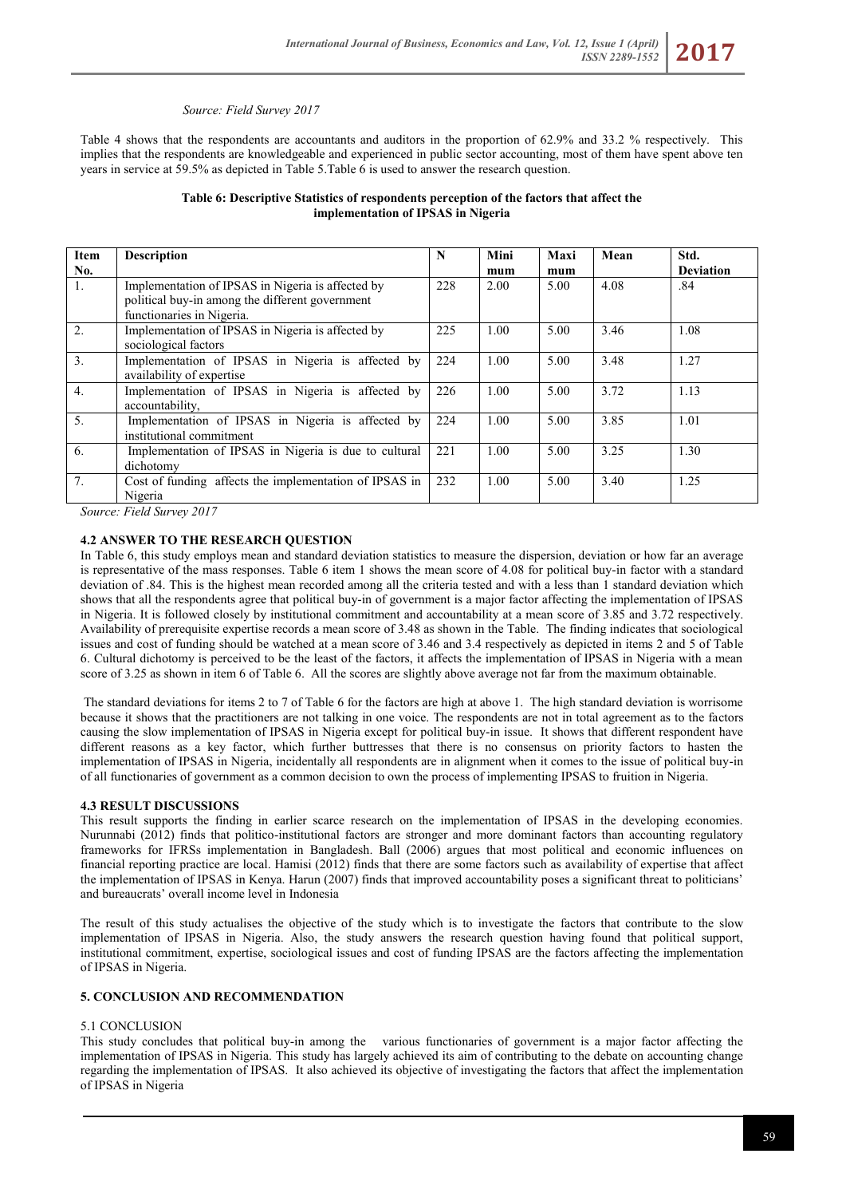*Source: Field Survey 2017*

Table 4 shows that the respondents are accountants and auditors in the proportion of 62.9% and 33.2 % respectively. This implies that the respondents are knowledgeable and experienced in public sector accounting, most of them have spent above ten years in service at 59.5% as depicted in Table 5.Table 6 is used to answer the research question.

**Table 6: Descriptive Statistics of respondents perception of the factors that affect the implementation of IPSAS in Nigeria**

| Item No. | Description | N | Minimum | Maximum | Mean | Std. Deviation |
|---|---|---|---|---|---|---|
| 1. | Implementation of IPSAS in Nigeria is affected by political buy-in among the different government functionaries in Nigeria. | 228 | 2.00 | 5.00 | 4.08 | .84 |
| 2. | Implementation of IPSAS in Nigeria is affected by sociological factors | 225 | 1.00 | 5.00 | 3.46 | 1.08 |
| 3. | Implementation of IPSAS in Nigeria is affected by availability of expertise | 224 | 1.00 | 5.00 | 3.48 | 1.27 |
| 4. | Implementation of IPSAS in Nigeria is affected by accountability, | 226 | 1.00 | 5.00 | 3.72 | 1.13 |
| 5. | Implementation of IPSAS in Nigeria is affected by institutional commitment | 224 | 1.00 | 5.00 | 3.85 | 1.01 |
| 6. | Implementation of IPSAS in Nigeria is due to cultural dichotomy | 221 | 1.00 | 5.00 | 3.25 | 1.30 |
| 7. | Cost of funding affects the implementation of IPSAS in Nigeria | 232 | 1.00 | 5.00 | 3.40 | 1.25 |

*Source: Field Survey 2017*

### 4.2 ANSWER TO THE RESEARCH QUESTION

In Table 6, this study employs mean and standard deviation statistics to measure the dispersion, deviation or how far an average is representative of the mass responses. Table 6 item 1 shows the mean score of 4.08 for political buy-in factor with a standard deviation of .84. This is the highest mean recorded among all the criteria tested and with a less than 1 standard deviation which shows that all the respondents agree that political buy-in of government is a major factor affecting the implementation of IPSAS in Nigeria. It is followed closely by institutional commitment and accountability at a mean score of 3.85 and 3.72 respectively. Availability of prerequisite expertise records a mean score of 3.48 as shown in the Table. The finding indicates that sociological issues and cost of funding should be watched at a mean score of 3.46 and 3.4 respectively as depicted in items 2 and 5 of Table 6. Cultural dichotomy is perceived to be the least of the factors, it affects the implementation of IPSAS in Nigeria with a mean score of 3.25 as shown in item 6 of Table 6. All the scores are slightly above average not far from the maximum obtainable.

The standard deviations for items 2 to 7 of Table 6 for the factors are high at above 1. The high standard deviation is worrisome because it shows that the practitioners are not talking in one voice. The respondents are not in total agreement as to the factors causing the slow implementation of IPSAS in Nigeria except for political buy-in issue. It shows that different respondent have different reasons as a key factor, which further buttresses that there is no consensus on priority factors to hasten the implementation of IPSAS in Nigeria, incidentally all respondents are in alignment when it comes to the issue of political buy-in of all functionaries of government as a common decision to own the process of implementing IPSAS to fruition in Nigeria.

### 4.3 RESULT DISCUSSIONS

This result supports the finding in earlier scarce research on the implementation of IPSAS in the developing economies. Nurunnabi (2012) finds that politico-institutional factors are stronger and more dominant factors than accounting regulatory frameworks for IFRSs implementation in Bangladesh. Ball (2006) argues that most political and economic influences on financial reporting practice are local. Hamisi (2012) finds that there are some factors such as availability of expertise that affect the implementation of IPSAS in Kenya. Harun (2007) finds that improved accountability poses a significant threat to politicians' and bureaucrats' overall income level in Indonesia

The result of this study actualises the objective of the study which is to investigate the factors that contribute to the slow implementation of IPSAS in Nigeria. Also, the study answers the research question having found that political support, institutional commitment, expertise, sociological issues and cost of funding IPSAS are the factors affecting the implementation of IPSAS in Nigeria.

## 5. CONCLUSION AND RECOMMENDATION

### 5.1 CONCLUSION

This study concludes that political buy-in among the various functionaries of government is a major factor affecting the implementation of IPSAS in Nigeria. This study has largely achieved its aim of contributing to the debate on accounting change regarding the implementation of IPSAS. It also achieved its objective of investigating the factors that affect the implementation of IPSAS in Nigeria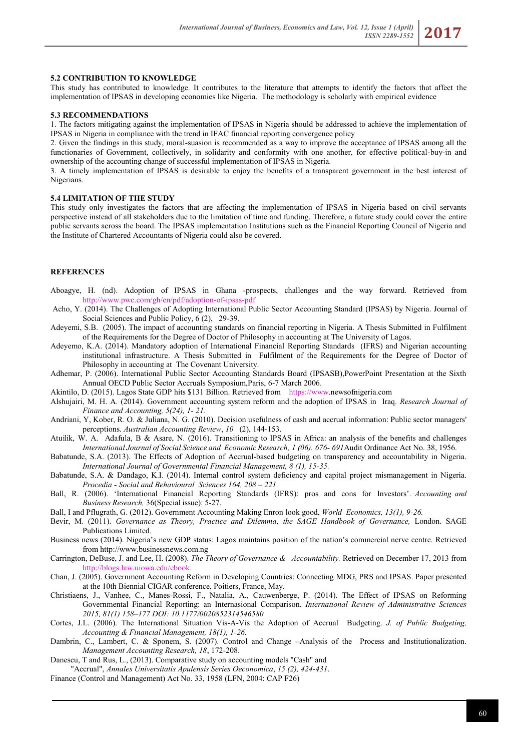### 5.2 CONTRIBUTION TO KNOWLEDGE

This study has contributed to knowledge. It contributes to the literature that attempts to identify the factors that affect the implementation of IPSAS in developing economies like Nigeria. The methodology is scholarly with empirical evidence

### 5.3 RECOMMENDATIONS

1. The factors mitigating against the implementation of IPSAS in Nigeria should be addressed to achieve the implementation of IPSAS in Nigeria in compliance with the trend in IFAC financial reporting convergence policy
2. Given the findings in this study, moral-suasion is recommended as a way to improve the acceptance of IPSAS among all the functionaries of Government, collectively, in solidarity and conformity with one another, for effective political-buy-in and ownership of the accounting change of successful implementation of IPSAS in Nigeria.
3. A timely implementation of IPSAS is desirable to enjoy the benefits of a transparent government in the best interest of Nigerians.

### 5.4 LIMITATION OF THE STUDY

This study only investigates the factors that are affecting the implementation of IPSAS in Nigeria based on civil servants perspective instead of all stakeholders due to the limitation of time and funding. Therefore, a future study could cover the entire public servants across the board. The IPSAS implementation Institutions such as the Financial Reporting Council of Nigeria and the Institute of Chartered Accountants of Nigeria could also be covered.

## REFERENCES

Aboagye, H. (nd). Adoption of IPSAS in Ghana -prospects, challenges and the way forward. Retrieved from http://www.pwc.com/gh/en/pdf/adoption-of-ipsas-pdf

Acho, Y. (2014). The Challenges of Adopting International Public Sector Accounting Standard (IPSAS) by Nigeria. Journal of Social Sciences and Public Policy, 6 (2), 29-39.

Adeyemi, S.B. (2005). The impact of accounting standards on financial reporting in Nigeria. A Thesis Submitted in Fulfilment of the Requirements for the Degree of Doctor of Philosophy in accounting at The University of Lagos.

Adeyemo, K.A. (2014). Mandatory adoption of International Financial Reporting Standards (IFRS) and Nigerian accounting institutional infrastructure. A Thesis Submitted in Fulfilment of the Requirements for the Degree of Doctor of Philosophy in accounting at The Covenant University.

Adhemar, P. (2006). International Public Sector Accounting Standards Board (IPSASB),PowerPoint Presentation at the Sixth Annual OECD Public Sector Accruals Symposium,Paris, 6-7 March 2006.

Akintilo, D. (2015). Lagos State GDP hits $131 Billion. Retrieved from https://www.newsofnigeria.com

Alshujairi, M. H. A. (2014). Government accounting system reform and the adoption of IPSAS in Iraq. *Research Journal of Finance and Accounting, 5(24), 1- 21.*

Andriani, Y, Kober, R. O. & Juliana, N. G. (2010). Decision usefulness of cash and accrual information: Public sector managers' perceptions. *Australian Accounting Review*, *10* (2), 144-153.

Atuilik, W. A. Adafula, B & Asare, N. (2016). Transitioning to IPSAS in Africa: an analysis of the benefits and challenges *International Journal of Social Science and Economic Research, 1 (06). 676- 691*Audit Ordinance Act No. 38, 1956.

Babatunde, S.A. (2013). The Effects of Adoption of Accrual-based budgeting on transparency and accountability in Nigeria. *International Journal of Governmental Financial Management, 8 (1), 15-35.*

Babatunde, S.A. & Dandago, K.I. (2014). Internal control system deficiency and capital project mismanagement in Nigeria. *Procedia - Social and Behavioural Sciences 164, 208 – 221.*

Ball, R. (2006). 'International Financial Reporting Standards (IFRS): pros and cons for Investors'. *Accounting and Business Research,* 36(Special issue): 5-27.

Ball, I and Pflugrath, G. (2012). Government Accounting Making Enron look good, *World Economics, 13(1), 9-26.*

Bevir, M. (2011). *Governance as Theory, Practice and Dilemma, the SAGE Handbook of Governance,* London. SAGE Publications Limited.

Business news (2014). Nigeria's new GDP status: Lagos maintains position of the nation's commercial nerve centre. Retrieved from http://www.businessnews.com.ng

Carrington, DeBuse, J. and Lee, H. (2008). *The Theory of Governance & Accountability.* Retrieved on December 17, 2013 from http://blogs.law.uiowa.edu/ebook.

Chan, J. (2005). Government Accounting Reform in Developing Countries: Connecting MDG, PRS and IPSAS. Paper presented at the 10th Biennial CIGAR conference, Poitiers, France, May.

Christiaens, J., Vanhee, C., Manes-Rossi, F., Natalia, A., Cauwenberge, P. (2014). The Effect of IPSAS on Reforming Governmental Financial Reporting: an International Comparison. *International Review of Administrative Sciences 2015, 81(1) 158–177 DOI: 10.1177/0020852314546580*

Cortes, J.L. (2006). The International Situation Vis-A-Vis the Adoption of Accrual Budgeting. *J. of Public Budgeting, Accounting & Financial Management, 18(1), 1-26.*

Dambrin, C., Lambert, C. & Sponem, S. (2007). Control and Change –Analysis of the Process and Institutionalization. *Management Accounting Research, 18*, 172-208.

Danescu, T and Rus, L., (2013). Comparative study on accounting models "Cash" and "Accrual", *Annales Universitatis Apulensis Series Oeconomica*, *15 (2), 424-431*.

Finance (Control and Management) Act No. 33, 1958 (LFN, 2004: CAP F26)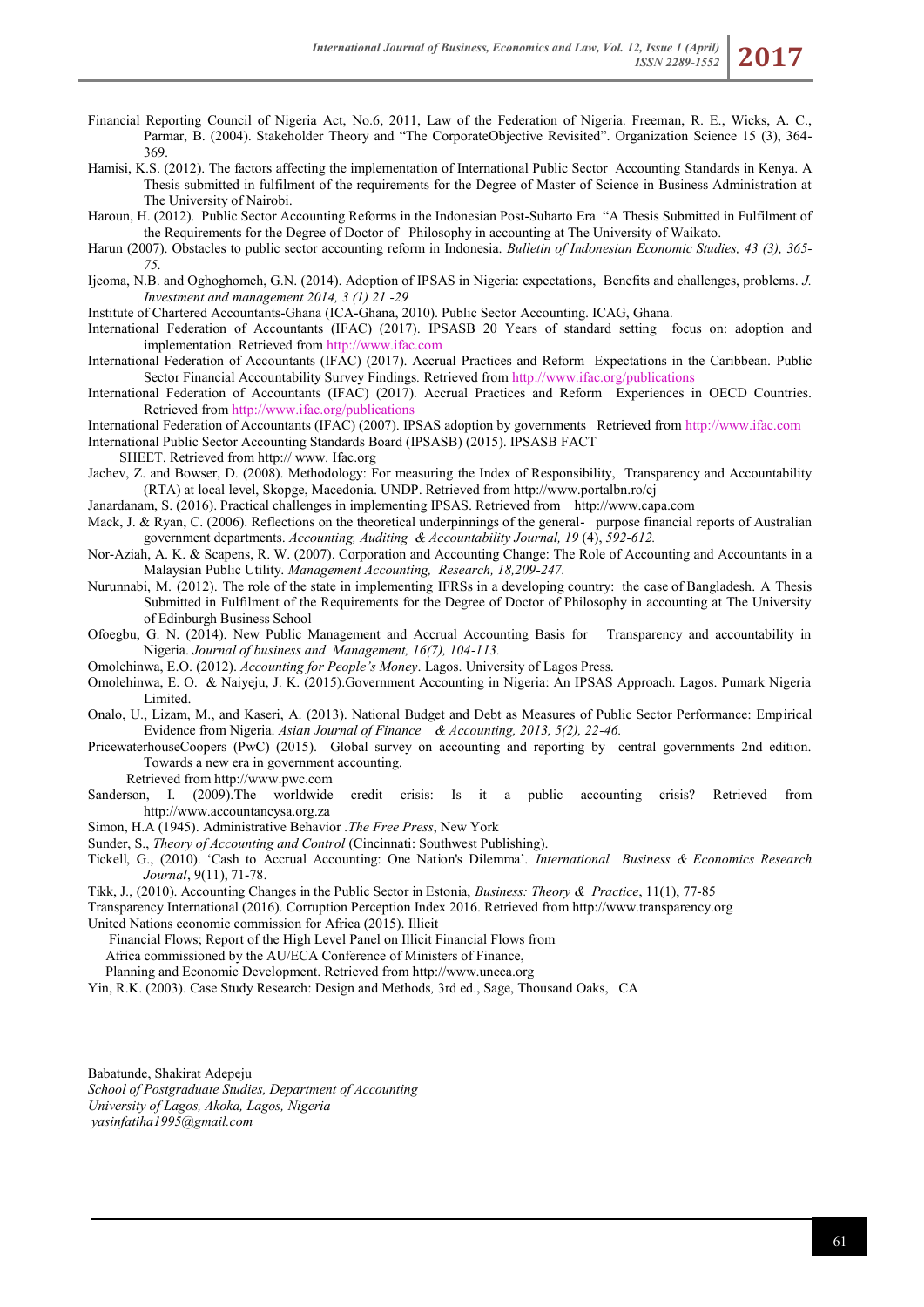Financial Reporting Council of Nigeria Act, No.6, 2011, Law of the Federation of Nigeria. Freeman, R. E., Wicks, A. C., Parmar, B. (2004). Stakeholder Theory and "The CorporateObjective Revisited". Organization Science 15 (3), 364-369.

Hamisi, K.S. (2012). The factors affecting the implementation of International Public Sector Accounting Standards in Kenya. A Thesis submitted in fulfilment of the requirements for the Degree of Master of Science in Business Administration at The University of Nairobi.

Haroun, H. (2012). Public Sector Accounting Reforms in the Indonesian Post-Suharto Era "A Thesis Submitted in Fulfilment of the Requirements for the Degree of Doctor of Philosophy in accounting at The University of Waikato.

Harun (2007). Obstacles to public sector accounting reform in Indonesia. *Bulletin of Indonesian Economic Studies, 43 (3), 365-75.*

Ijeoma, N.B. and Oghoghomeh, G.N. (2014). Adoption of IPSAS in Nigeria: expectations, Benefits and challenges, problems. *J. Investment and management 2014, 3 (1) 21 -29*

Institute of Chartered Accountants-Ghana (ICA-Ghana, 2010). Public Sector Accounting. ICAG, Ghana.

International Federation of Accountants (IFAC) (2017). IPSASB 20 Years of standard setting focus on: adoption and implementation. Retrieved from http://www.ifac.com

International Federation of Accountants (IFAC) (2017). Accrual Practices and Reform Expectations in the Caribbean. Public Sector Financial Accountability Survey Findings*.* Retrieved from http://www.ifac.org/publications

International Federation of Accountants (IFAC) (2017). Accrual Practices and Reform Experiences in OECD Countries. Retrieved from http://www.ifac.org/publications

International Federation of Accountants (IFAC) (2007). IPSAS adoption by governments Retrieved from http://www.ifac.com

International Public Sector Accounting Standards Board (IPSASB) (2015). IPSASB FACT SHEET. Retrieved from http:// www. Ifac.org

Jachev, Z. and Bowser, D. (2008). Methodology: For measuring the Index of Responsibility, Transparency and Accountability (RTA) at local level, Skopge, Macedonia. UNDP. Retrieved from http://www.portalbn.ro/cj

Janardanam, S. (2016). Practical challenges in implementing IPSAS. Retrieved from http://www.capa.com

Mack, J. & Ryan, C. (2006). Reflections on the theoretical underpinnings of the general- purpose financial reports of Australian government departments. *Accounting, Auditing & Accountability Journal, 19* (4), *592-612.*

Nor-Aziah, A. K. & Scapens, R. W. (2007). Corporation and Accounting Change: The Role of Accounting and Accountants in a Malaysian Public Utility. *Management Accounting, Research, 18,209-247.*

Nurunnabi, M. (2012). The role of the state in implementing IFRSs in a developing country: the case of Bangladesh. A Thesis Submitted in Fulfilment of the Requirements for the Degree of Doctor of Philosophy in accounting at The University of Edinburgh Business School

Ofoegbu, G. N. (2014). New Public Management and Accrual Accounting Basis for Transparency and accountability in Nigeria. *Journal of business and Management, 16(7), 104-113.*

Omolehinwa, E.O. (2012). *Accounting for People's Money*. Lagos. University of Lagos Press.

Omolehinwa, E. O. & Naiyeju, J. K. (2015).Government Accounting in Nigeria: An IPSAS Approach. Lagos. Pumark Nigeria Limited.

Onalo, U., Lizam, M., and Kaseri, A. (2013). National Budget and Debt as Measures of Public Sector Performance: Empirical Evidence from Nigeria. *Asian Journal of Finance & Accounting, 2013, 5(2), 22-46.*

PricewaterhouseCoopers (PwC) (2015). Global survey on accounting and reporting by central governments 2nd edition. Towards a new era in government accounting. Retrieved from http://www.pwc.com

Sanderson, I. (2009).The worldwide credit crisis: Is it a public accounting crisis? Retrieved from http://www.accountancysa.org.za

Simon, H.A (1945). Administrative Behavior .*The Free Press*, New York

Sunder, S., *Theory of Accounting and Control* (Cincinnati: Southwest Publishing).

Tickell, G., (2010). 'Cash to Accrual Accounting: One Nation's Dilemma'. *International Business & Economics Research Journal*, 9(11), 71-78.

Tikk, J., (2010). Accounting Changes in the Public Sector in Estonia, *Business: Theory & Practice*, 11(1), 77-85

Transparency International (2016). Corruption Perception Index 2016. Retrieved from http://www.transparency.org

United Nations economic commission for Africa (2015). Illicit Financial Flows; Report of the High Level Panel on Illicit Financial Flows from Africa commissioned by the AU/ECA Conference of Ministers of Finance, Planning and Economic Development. Retrieved from http://www.uneca.org

Yin, R.K. (2003). Case Study Research: Design and Methods*,* 3rd ed., Sage, Thousand Oaks, CA

Babatunde, Shakirat Adepeju
*School of Postgraduate Studies, Department of Accounting*
*University of Lagos, Akoka, Lagos, Nigeria*
*yasinfatiha1995@gmail.com*